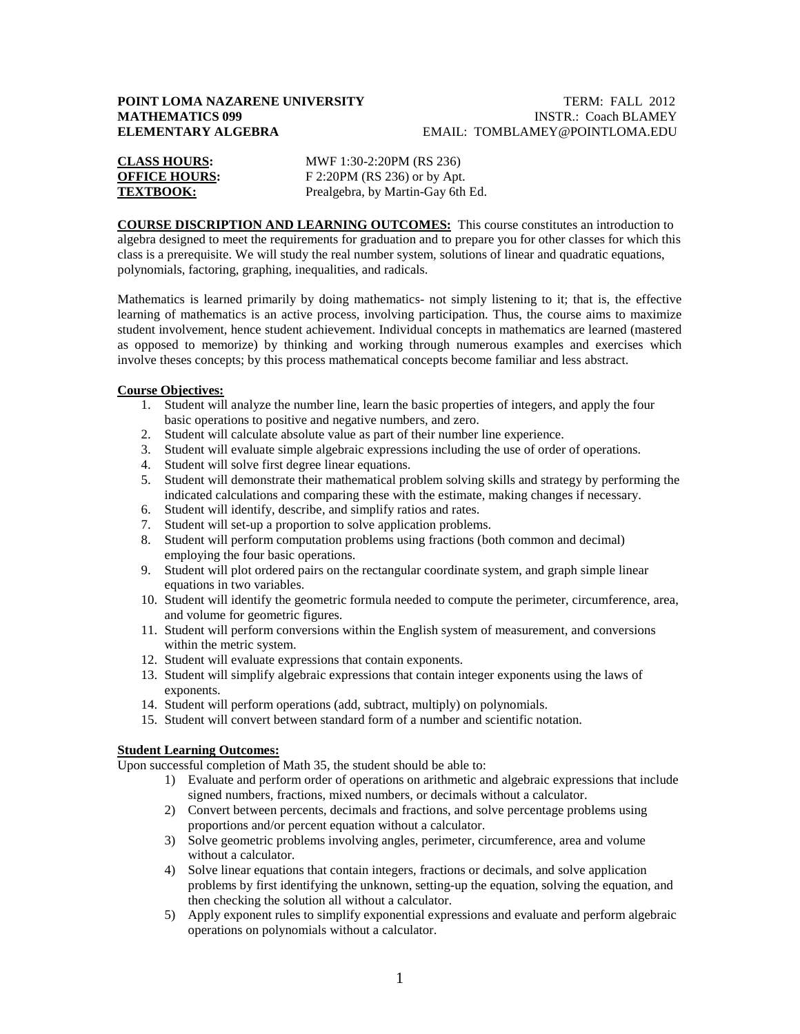**POINT LOMA NAZARENE UNIVERSITY** TERM: FALL 2012
**MATHEMATICS 099** INSTR.: Coach BLAMEY
**ELEMENTARY ALGEBRA** EMAIL: TOMBLAMEY@POINTLOMA.EDU

**CLASS HOURS:** MWF 1:30-2:20PM (RS 236)
**OFFICE HOURS:** F 2:20PM (RS 236) or by Apt.
**TEXTBOOK:** Prealgebra, by Martin-Gay 6th Ed.

**COURSE DISCRIPTION AND LEARNING OUTCOMES:** This course constitutes an introduction to algebra designed to meet the requirements for graduation and to prepare you for other classes for which this class is a prerequisite. We will study the real number system, solutions of linear and quadratic equations, polynomials, factoring, graphing, inequalities, and radicals.

Mathematics is learned primarily by doing mathematics- not simply listening to it; that is, the effective learning of mathematics is an active process, involving participation. Thus, the course aims to maximize student involvement, hence student achievement. Individual concepts in mathematics are learned (mastered as opposed to memorize) by thinking and working through numerous examples and exercises which involve theses concepts; by this process mathematical concepts become familiar and less abstract.

**Course Objectives:**

1. Student will analyze the number line, learn the basic properties of integers, and apply the four basic operations to positive and negative numbers, and zero.
2. Student will calculate absolute value as part of their number line experience.
3. Student will evaluate simple algebraic expressions including the use of order of operations.
4. Student will solve first degree linear equations.
5. Student will demonstrate their mathematical problem solving skills and strategy by performing the indicated calculations and comparing these with the estimate, making changes if necessary.
6. Student will identify, describe, and simplify ratios and rates.
7. Student will set-up a proportion to solve application problems.
8. Student will perform computation problems using fractions (both common and decimal) employing the four basic operations.
9. Student will plot ordered pairs on the rectangular coordinate system, and graph simple linear equations in two variables.
10. Student will identify the geometric formula needed to compute the perimeter, circumference, area, and volume for geometric figures.
11. Student will perform conversions within the English system of measurement, and conversions within the metric system.
12. Student will evaluate expressions that contain exponents.
13. Student will simplify algebraic expressions that contain integer exponents using the laws of exponents.
14. Student will perform operations (add, subtract, multiply) on polynomials.
15. Student will convert between standard form of a number and scientific notation.

**Student Learning Outcomes:**

Upon successful completion of Math 35, the student should be able to:

1) Evaluate and perform order of operations on arithmetic and algebraic expressions that include signed numbers, fractions, mixed numbers, or decimals without a calculator.
2) Convert between percents, decimals and fractions, and solve percentage problems using proportions and/or percent equation without a calculator.
3) Solve geometric problems involving angles, perimeter, circumference, area and volume without a calculator.
4) Solve linear equations that contain integers, fractions or decimals, and solve application problems by first identifying the unknown, setting-up the equation, solving the equation, and then checking the solution all without a calculator.
5) Apply exponent rules to simplify exponential expressions and evaluate and perform algebraic operations on polynomials without a calculator.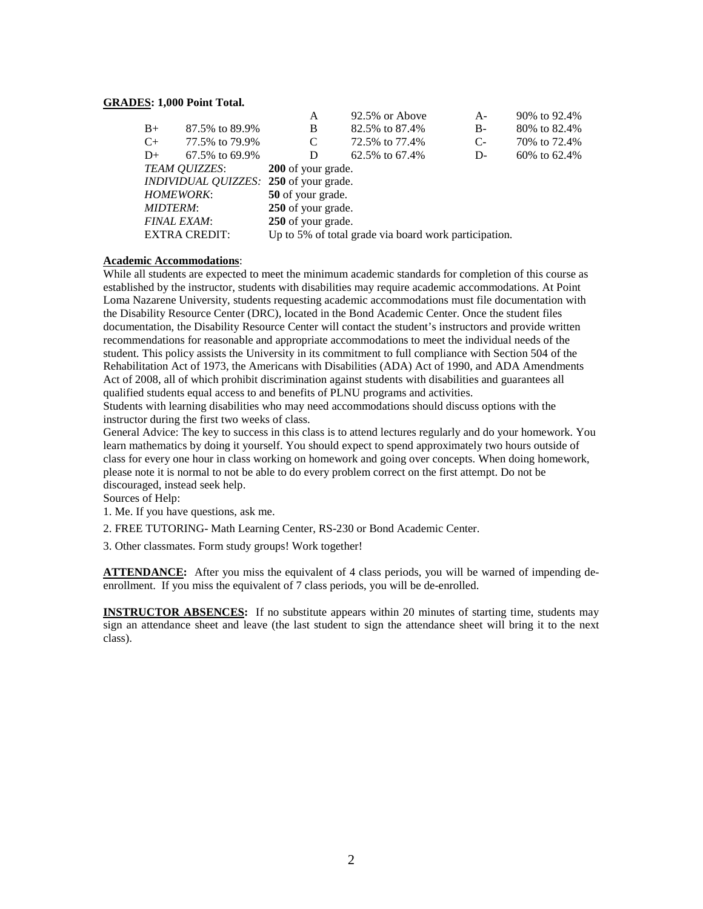**GRADES: 1,000 Point Total.**

| | | | | | |
|---|---|---|---|---|---|
| | | A | 92.5% or Above | A- | 90% to 92.4% |
| B+ | 87.5% to 89.9% | B | 82.5% to 87.4% | B- | 80% to 82.4% |
| C+ | 77.5% to 79.9% | C | 72.5% to 77.4% | C- | 70% to 72.4% |
| D+ | 67.5% to 69.9% | D | 62.5% to 67.4% | D- | 60% to 62.4% |

*TEAM QUIZZES*: **200** of your grade.
*INDIVIDUAL QUIZZES:* **250** of your grade.
*HOMEWORK*: **50** of your grade.
*MIDTERM*: **250** of your grade.
*FINAL EXAM*: **250** of your grade.
EXTRA CREDIT: Up to 5% of total grade via board work participation.

**Academic Accommodations**:
While all students are expected to meet the minimum academic standards for completion of this course as established by the instructor, students with disabilities may require academic accommodations. At Point Loma Nazarene University, students requesting academic accommodations must file documentation with the Disability Resource Center (DRC), located in the Bond Academic Center. Once the student files documentation, the Disability Resource Center will contact the student's instructors and provide written recommendations for reasonable and appropriate accommodations to meet the individual needs of the student. This policy assists the University in its commitment to full compliance with Section 504 of the Rehabilitation Act of 1973, the Americans with Disabilities (ADA) Act of 1990, and ADA Amendments Act of 2008, all of which prohibit discrimination against students with disabilities and guarantees all qualified students equal access to and benefits of PLNU programs and activities.
Students with learning disabilities who may need accommodations should discuss options with the instructor during the first two weeks of class.
General Advice: The key to success in this class is to attend lectures regularly and do your homework. You learn mathematics by doing it yourself. You should expect to spend approximately two hours outside of class for every one hour in class working on homework and going over concepts. When doing homework, please note it is normal to not be able to do every problem correct on the first attempt. Do not be discouraged, instead seek help.
Sources of Help:

1. Me. If you have questions, ask me.
2. FREE TUTORING- Math Learning Center, RS-230 or Bond Academic Center.
3. Other classmates. Form study groups! Work together!

**ATTENDANCE:** After you miss the equivalent of 4 class periods, you will be warned of impending de-enrollment. If you miss the equivalent of 7 class periods, you will be de-enrolled.

**INSTRUCTOR ABSENCES:** If no substitute appears within 20 minutes of starting time, students may sign an attendance sheet and leave (the last student to sign the attendance sheet will bring it to the next class).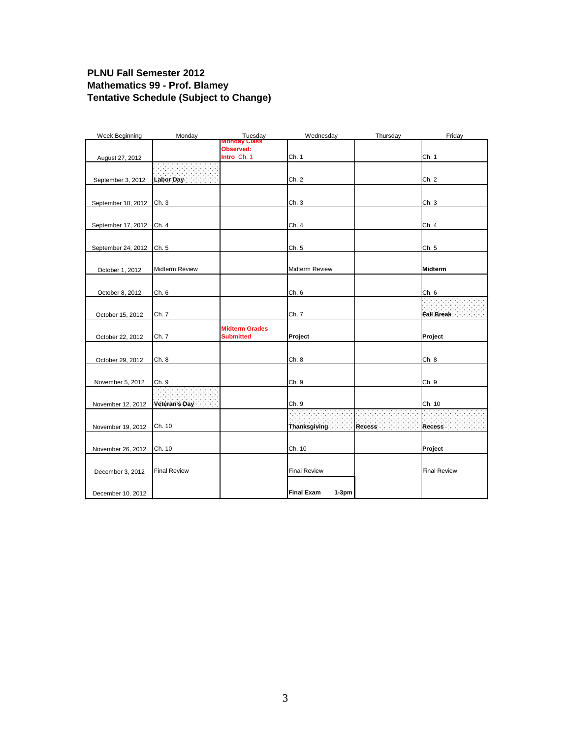**PLNU Fall Semester 2012**
**Mathematics 99 - Prof. Blamey**
**Tentative Schedule (Subject to Change)**

| Week Beginning | Monday | Tuesday | Wednesday | Thursday | Friday |
|---|---|---|---|---|---|
| August 27, 2012 | | **Monday Class Observed: Intro** Ch. 1 | Ch. 1 | | Ch. 1 |
| September 3, 2012 | **Labor Day** | | Ch. 2 | | Ch. 2 |
| September 10, 2012 | Ch. 3 | | Ch. 3 | | Ch. 3 |
| September 17, 2012 | Ch. 4 | | Ch. 4 | | Ch. 4 |
| September 24, 2012 | Ch. 5 | | Ch. 5 | | Ch. 5 |
| October 1, 2012 | Midterm Review | | Midterm Review | | **Midterm** |
| October 8, 2012 | Ch. 6 | | Ch. 6 | | Ch. 6 |
| October 15, 2012 | Ch. 7 | | Ch. 7 | | **Fall Break** |
| October 22, 2012 | Ch. 7 | **Midterm Grades Submitted** | **Project** | | **Project** |
| October 29, 2012 | Ch. 8 | | Ch. 8 | | Ch. 8 |
| November 5, 2012 | Ch. 9 | | Ch. 9 | | Ch. 9 |
| November 12, 2012 | **Veteran's Day** | | Ch. 9 | | Ch. 10 |
| November 19, 2012 | Ch. 10 | | **Thanksgiving** | **Recess** | **Recess** |
| November 26, 2012 | Ch. 10 | | Ch. 10 | | **Project** |
| December 3, 2012 | Final Review | | Final Review | | Final Review |
| December 10, 2012 | | | **Final Exam 1-3pm** | | |